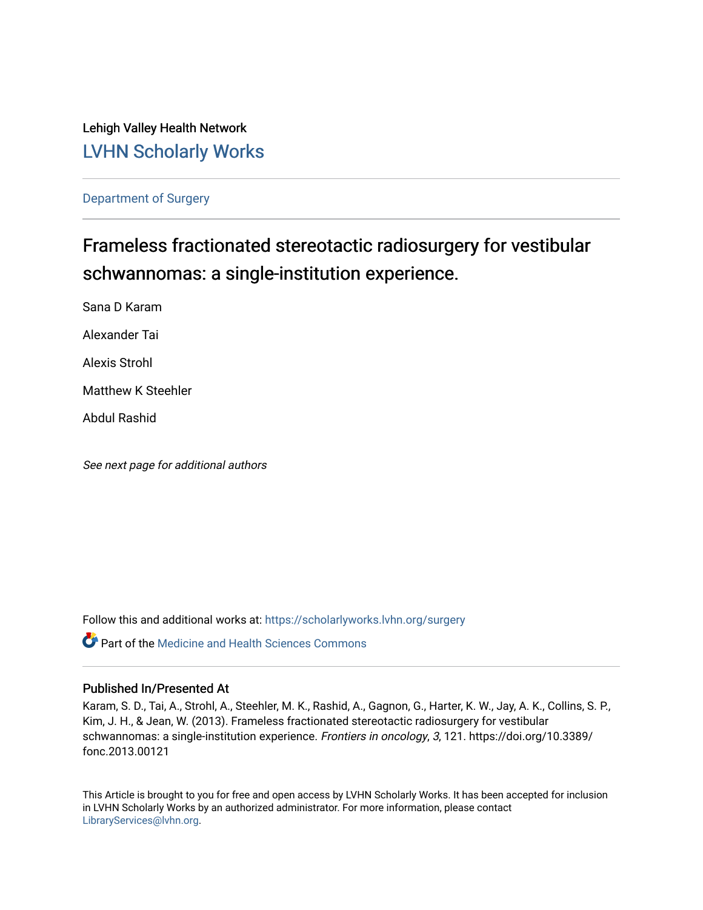Lehigh Valley Health Network

LVHN Scholarly Works

Department of Surgery

# Frameless fractionated stereotactic radiosurgery for vestibular schwannomas: a single-institution experience.

Sana D Karam

Alexander Tai

Alexis Strohl

Matthew K Steehler

Abdul Rashid

*See next page for additional authors*

Follow this and additional works at: https://scholarlyworks.lvhn.org/surgery

Part of the Medicine and Health Sciences Commons

## Published In/Presented At

Karam, S. D., Tai, A., Strohl, A., Steehler, M. K., Rashid, A., Gagnon, G., Harter, K. W., Jay, A. K., Collins, S. P., Kim, J. H., & Jean, W. (2013). Frameless fractionated stereotactic radiosurgery for vestibular schwannomas: a single-institution experience. *Frontiers in oncology*, *3*, 121. https://doi.org/10.3389/fonc.2013.00121

This Article is brought to you for free and open access by LVHN Scholarly Works. It has been accepted for inclusion in LVHN Scholarly Works by an authorized administrator. For more information, please contact LibraryServices@lvhn.org.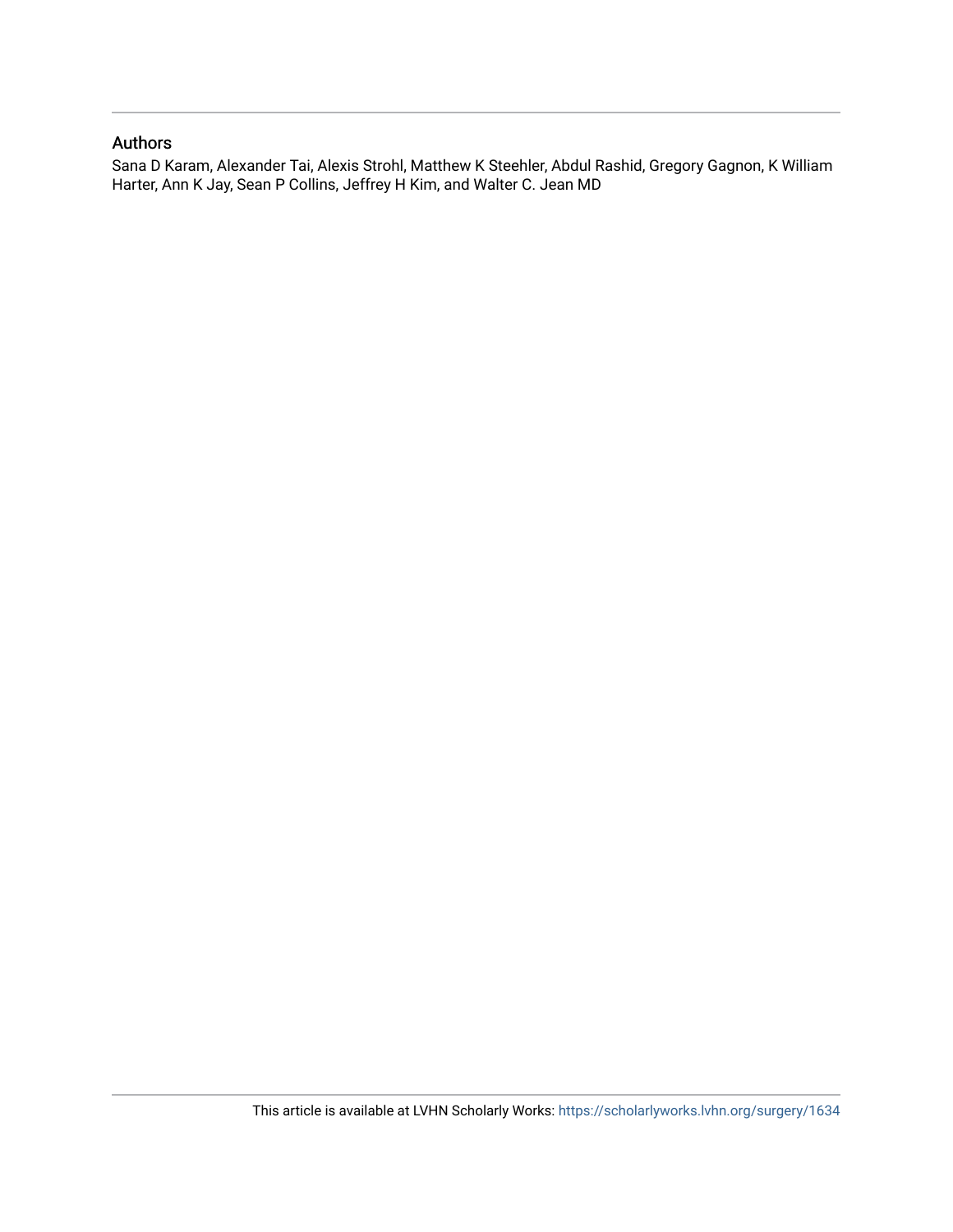## Authors

Sana D Karam, Alexander Tai, Alexis Strohl, Matthew K Steehler, Abdul Rashid, Gregory Gagnon, K William Harter, Ann K Jay, Sean P Collins, Jeffrey H Kim, and Walter C. Jean MD

This article is available at LVHN Scholarly Works: https://scholarlyworks.lvhn.org/surgery/1634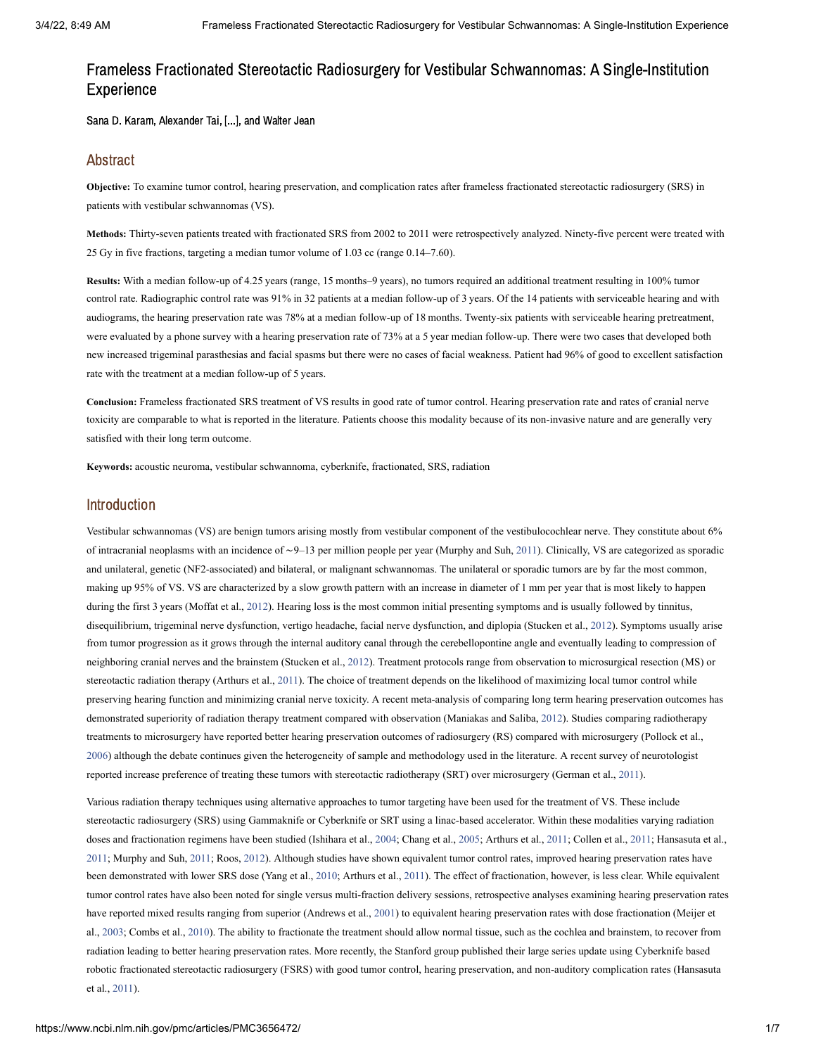# Frameless Fractionated Stereotactic Radiosurgery for Vestibular Schwannomas: A Single-Institution Experience

Sana D. Karam, Alexander Tai, [...], and Walter Jean

## Abstract

**Objective:** To examine tumor control, hearing preservation, and complication rates after frameless fractionated stereotactic radiosurgery (SRS) in patients with vestibular schwannomas (VS).

**Methods:** Thirty-seven patients treated with fractionated SRS from 2002 to 2011 were retrospectively analyzed. Ninety-five percent were treated with 25 Gy in five fractions, targeting a median tumor volume of 1.03 cc (range 0.14–7.60).

**Results:** With a median follow-up of 4.25 years (range, 15 months–9 years), no tumors required an additional treatment resulting in 100% tumor control rate. Radiographic control rate was 91% in 32 patients at a median follow-up of 3 years. Of the 14 patients with serviceable hearing and with audiograms, the hearing preservation rate was 78% at a median follow-up of 18 months. Twenty-six patients with serviceable hearing pretreatment, were evaluated by a phone survey with a hearing preservation rate of 73% at a 5 year median follow-up. There were two cases that developed both new increased trigeminal parasthesias and facial spasms but there were no cases of facial weakness. Patient had 96% of good to excellent satisfaction rate with the treatment at a median follow-up of 5 years.

**Conclusion:** Frameless fractionated SRS treatment of VS results in good rate of tumor control. Hearing preservation rate and rates of cranial nerve toxicity are comparable to what is reported in the literature. Patients choose this modality because of its non-invasive nature and are generally very satisfied with their long term outcome.

**Keywords:** acoustic neuroma, vestibular schwannoma, cyberknife, fractionated, SRS, radiation

## Introduction

Vestibular schwannomas (VS) are benign tumors arising mostly from vestibular component of the vestibulocochlear nerve. They constitute about 6% of intracranial neoplasms with an incidence of ∼9–13 per million people per year (Murphy and Suh, 2011). Clinically, VS are categorized as sporadic and unilateral, genetic (NF2-associated) and bilateral, or malignant schwannomas. The unilateral or sporadic tumors are by far the most common, making up 95% of VS. VS are characterized by a slow growth pattern with an increase in diameter of 1 mm per year that is most likely to happen during the first 3 years (Moffat et al., 2012). Hearing loss is the most common initial presenting symptoms and is usually followed by tinnitus, disequilibrium, trigeminal nerve dysfunction, vertigo headache, facial nerve dysfunction, and diplopia (Stucken et al., 2012). Symptoms usually arise from tumor progression as it grows through the internal auditory canal through the cerebellopontine angle and eventually leading to compression of neighboring cranial nerves and the brainstem (Stucken et al., 2012). Treatment protocols range from observation to microsurgical resection (MS) or stereotactic radiation therapy (Arthurs et al., 2011). The choice of treatment depends on the likelihood of maximizing local tumor control while preserving hearing function and minimizing cranial nerve toxicity. A recent meta-analysis of comparing long term hearing preservation outcomes has demonstrated superiority of radiation therapy treatment compared with observation (Maniakas and Saliba, 2012). Studies comparing radiotherapy treatments to microsurgery have reported better hearing preservation outcomes of radiosurgery (RS) compared with microsurgery (Pollock et al., 2006) although the debate continues given the heterogeneity of sample and methodology used in the literature. A recent survey of neurotologist reported increase preference of treating these tumors with stereotactic radiotherapy (SRT) over microsurgery (German et al., 2011).

Various radiation therapy techniques using alternative approaches to tumor targeting have been used for the treatment of VS. These include stereotactic radiosurgery (SRS) using Gammaknife or Cyberknife or SRT using a linac-based accelerator. Within these modalities varying radiation doses and fractionation regimens have been studied (Ishihara et al., 2004; Chang et al., 2005; Arthurs et al., 2011; Collen et al., 2011; Hansasuta et al., 2011; Murphy and Suh, 2011; Roos, 2012). Although studies have shown equivalent tumor control rates, improved hearing preservation rates have been demonstrated with lower SRS dose (Yang et al., 2010; Arthurs et al., 2011). The effect of fractionation, however, is less clear. While equivalent tumor control rates have also been noted for single versus multi-fraction delivery sessions, retrospective analyses examining hearing preservation rates have reported mixed results ranging from superior (Andrews et al., 2001) to equivalent hearing preservation rates with dose fractionation (Meijer et al., 2003; Combs et al., 2010). The ability to fractionate the treatment should allow normal tissue, such as the cochlea and brainstem, to recover from radiation leading to better hearing preservation rates. More recently, the Stanford group published their large series update using Cyberknife based robotic fractionated stereotactic radiosurgery (FSRS) with good tumor control, hearing preservation, and non-auditory complication rates (Hansasuta et al., 2011).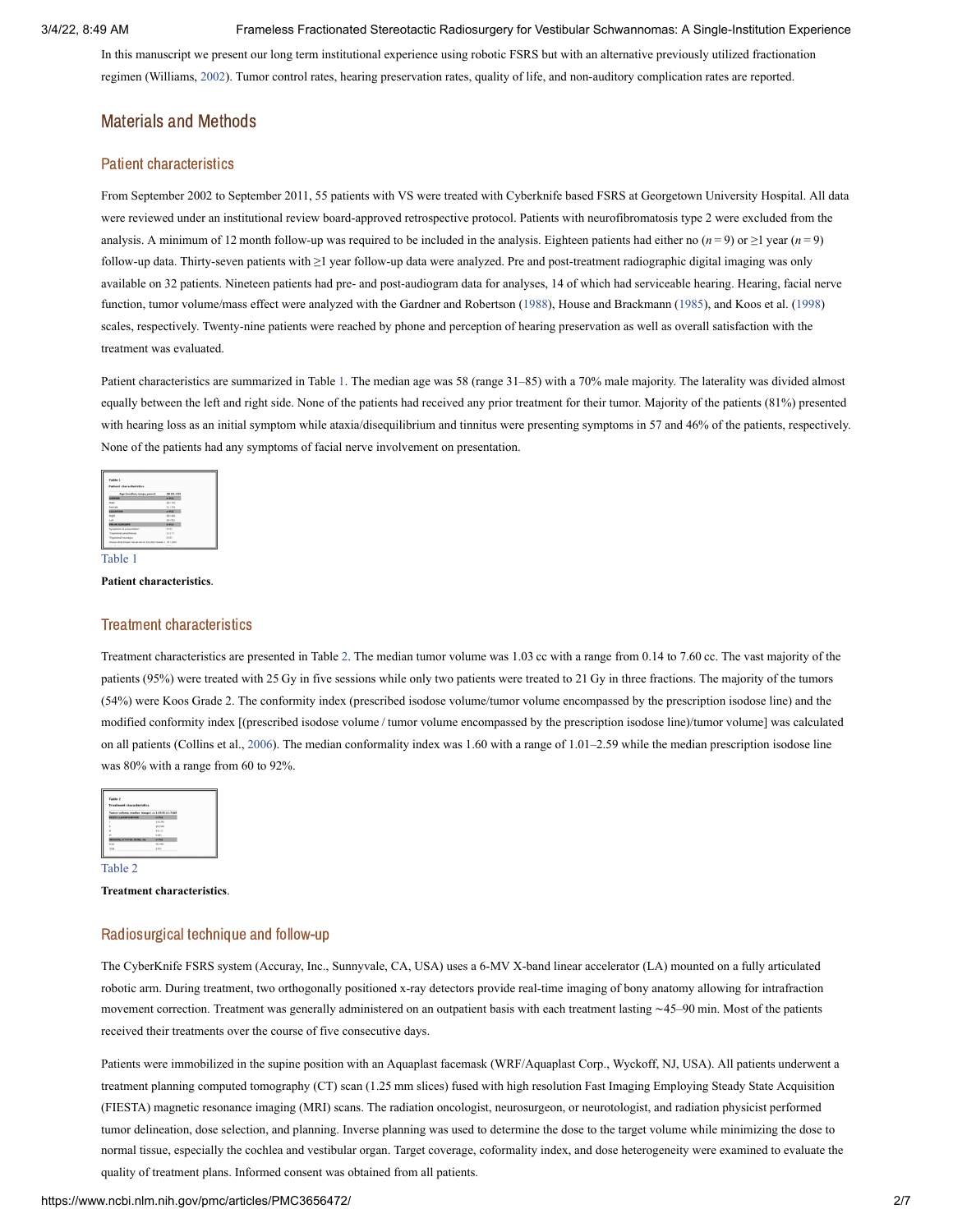In this manuscript we present our long term institutional experience using robotic FSRS but with an alternative previously utilized fractionation regimen (Williams, 2002). Tumor control rates, hearing preservation rates, quality of life, and non-auditory complication rates are reported.

## Materials and Methods

### Patient characteristics

From September 2002 to September 2011, 55 patients with VS were treated with Cyberknife based FSRS at Georgetown University Hospital. All data were reviewed under an institutional review board-approved retrospective protocol. Patients with neurofibromatosis type 2 were excluded from the analysis. A minimum of 12 month follow-up was required to be included in the analysis. Eighteen patients had either no ($n = 9$) or ≥1 year ($n = 9$) follow-up data. Thirty-seven patients with ≥1 year follow-up data were analyzed. Pre and post-treatment radiographic digital imaging was only available on 32 patients. Nineteen patients had pre- and post-audiogram data for analyses, 14 of which had serviceable hearing. Hearing, facial nerve function, tumor volume/mass effect were analyzed with the Gardner and Robertson (1988), House and Brackmann (1985), and Koos et al. (1998) scales, respectively. Twenty-nine patients were reached by phone and perception of hearing preservation as well as overall satisfaction with the treatment was evaluated.

Patient characteristics are summarized in Table 1. The median age was 58 (range 31–85) with a 70% male majority. The laterality was divided almost equally between the left and right side. None of the patients had received any prior treatment for their tumor. Majority of the patients (81%) presented with hearing loss as an initial symptom while ataxia/disequilibrium and tinnitus were presenting symptoms in 57 and 46% of the patients, respectively. None of the patients had any symptoms of facial nerve involvement on presentation.

Table 1

**Patient characteristics**.

### Treatment characteristics

Treatment characteristics are presented in Table 2. The median tumor volume was 1.03 cc with a range from 0.14 to 7.60 cc. The vast majority of the patients (95%) were treated with 25 Gy in five sessions while only two patients were treated to 21 Gy in three fractions. The majority of the tumors (54%) were Koos Grade 2. The conformity index (prescribed isodose volume/tumor volume encompassed by the prescription isodose line) and the modified conformity index [(prescribed isodose volume / tumor volume encompassed by the prescription isodose line)/tumor volume] was calculated on all patients (Collins et al., 2006). The median conformality index was 1.60 with a range of 1.01–2.59 while the median prescription isodose line was 80% with a range from 60 to 92%.

Table 2

**Treatment characteristics**.

### Radiosurgical technique and follow-up

The CyberKnife FSRS system (Accuray, Inc., Sunnyvale, CA, USA) uses a 6-MV X-band linear accelerator (LA) mounted on a fully articulated robotic arm. During treatment, two orthogonally positioned x-ray detectors provide real-time imaging of bony anatomy allowing for intrafraction movement correction. Treatment was generally administered on an outpatient basis with each treatment lasting ∼45–90 min. Most of the patients received their treatments over the course of five consecutive days.

Patients were immobilized in the supine position with an Aquaplast facemask (WRF/Aquaplast Corp., Wyckoff, NJ, USA). All patients underwent a treatment planning computed tomography (CT) scan (1.25 mm slices) fused with high resolution Fast Imaging Employing Steady State Acquisition (FIESTA) magnetic resonance imaging (MRI) scans. The radiation oncologist, neurosurgeon, or neurotologist, and radiation physicist performed tumor delineation, dose selection, and planning. Inverse planning was used to determine the dose to the target volume while minimizing the dose to normal tissue, especially the cochlea and vestibular organ. Target coverage, coformality index, and dose heterogeneity were examined to evaluate the quality of treatment plans. Informed consent was obtained from all patients.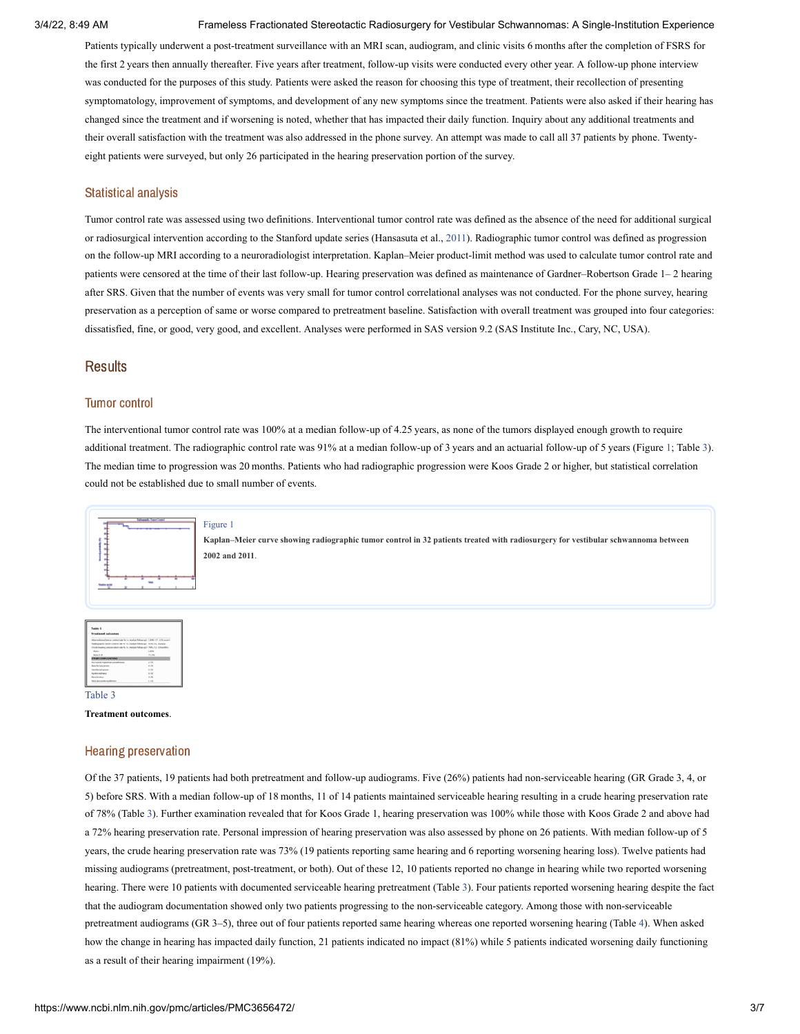Patients typically underwent a post-treatment surveillance with an MRI scan, audiogram, and clinic visits 6 months after the completion of FSRS for the first 2 years then annually thereafter. Five years after treatment, follow-up visits were conducted every other year. A follow-up phone interview was conducted for the purposes of this study. Patients were asked the reason for choosing this type of treatment, their recollection of presenting symptomatology, improvement of symptoms, and development of any new symptoms since the treatment. Patients were also asked if their hearing has changed since the treatment and if worsening is noted, whether that has impacted their daily function. Inquiry about any additional treatments and their overall satisfaction with the treatment was also addressed in the phone survey. An attempt was made to call all 37 patients by phone. Twenty-eight patients were surveyed, but only 26 participated in the hearing preservation portion of the survey.

### Statistical analysis

Tumor control rate was assessed using two definitions. Interventional tumor control rate was defined as the absence of the need for additional surgical or radiosurgical intervention according to the Stanford update series (Hansasuta et al., 2011). Radiographic tumor control was defined as progression on the follow-up MRI according to a neuroradiologist interpretation. Kaplan–Meier product-limit method was used to calculate tumor control rate and patients were censored at the time of their last follow-up. Hearing preservation was defined as maintenance of Gardner–Robertson Grade 1– 2 hearing after SRS. Given that the number of events was very small for tumor control correlational analyses was not conducted. For the phone survey, hearing preservation as a perception of same or worse compared to pretreatment baseline. Satisfaction with overall treatment was grouped into four categories: dissatisfied, fine, or good, very good, and excellent. Analyses were performed in SAS version 9.2 (SAS Institute Inc., Cary, NC, USA).

## Results

### Tumor control

The interventional tumor control rate was 100% at a median follow-up of 4.25 years, as none of the tumors displayed enough growth to require additional treatment. The radiographic control rate was 91% at a median follow-up of 3 years and an actuarial follow-up of 5 years (Figure 1; Table 3). The median time to progression was 20 months. Patients who had radiographic progression were Koos Grade 2 or higher, but statistical correlation could not be established due to small number of events.

Figure 1

**Kaplan–Meier curve showing radiographic tumor control in 32 patients treated with radiosurgery for vestibular schwannoma between 2002 and 2011**.

Table 3

**Treatment outcomes**.

### Hearing preservation

Of the 37 patients, 19 patients had both pretreatment and follow-up audiograms. Five (26%) patients had non-serviceable hearing (GR Grade 3, 4, or 5) before SRS. With a median follow-up of 18 months, 11 of 14 patients maintained serviceable hearing resulting in a crude hearing preservation rate of 78% (Table 3). Further examination revealed that for Koos Grade 1, hearing preservation was 100% while those with Koos Grade 2 and above had a 72% hearing preservation rate. Personal impression of hearing preservation was also assessed by phone on 26 patients. With median follow-up of 5 years, the crude hearing preservation rate was 73% (19 patients reporting same hearing and 6 reporting worsening hearing loss). Twelve patients had missing audiograms (pretreatment, post-treatment, or both). Out of these 12, 10 patients reported no change in hearing while two reported worsening hearing. There were 10 patients with documented serviceable hearing pretreatment (Table 3). Four patients reported worsening hearing despite the fact that the audiogram documentation showed only two patients progressing to the non-serviceable category. Among those with non-serviceable pretreatment audiograms (GR 3–5), three out of four patients reported same hearing whereas one reported worsening hearing (Table 4). When asked how the change in hearing has impacted daily function, 21 patients indicated no impact (81%) while 5 patients indicated worsening daily functioning as a result of their hearing impairment (19%).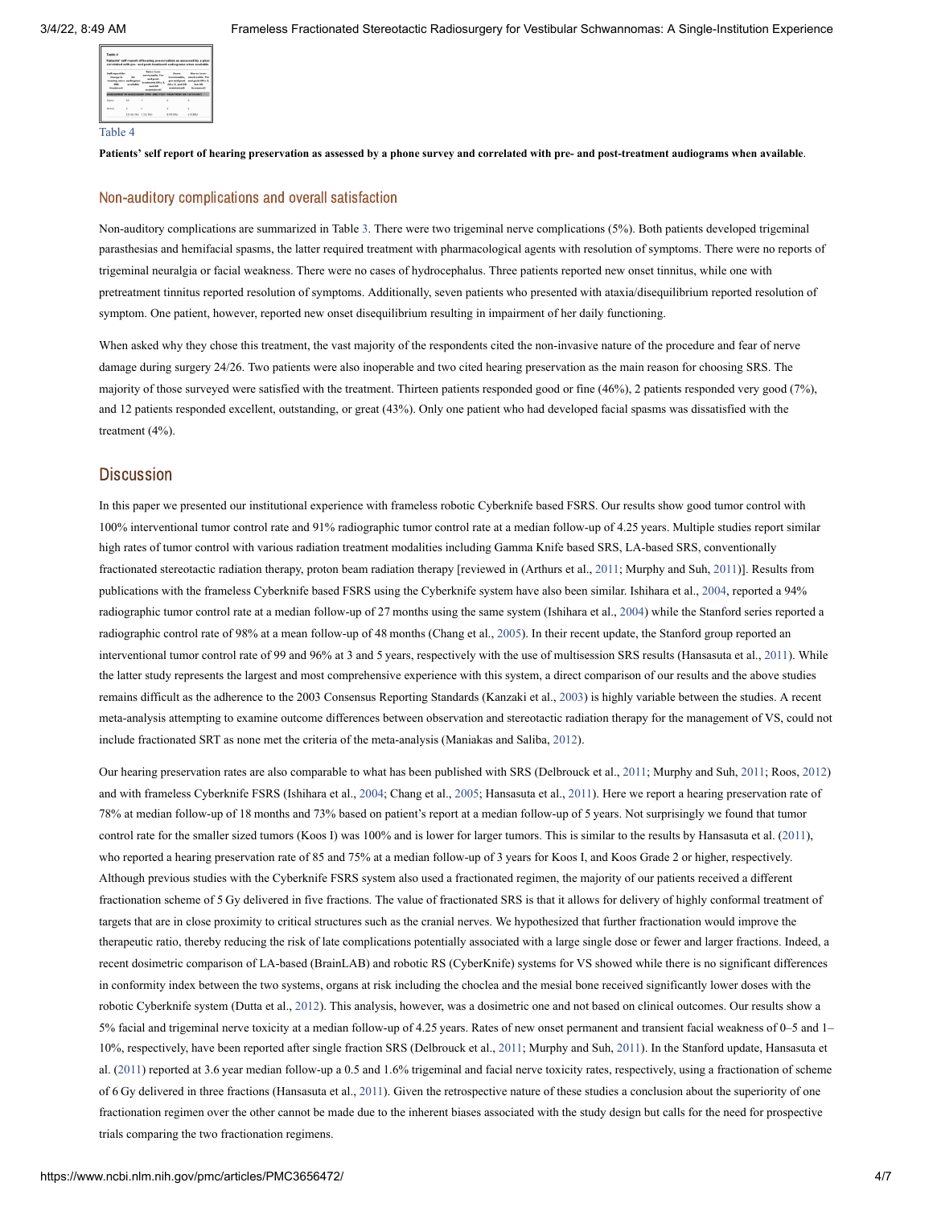Table 4

**Patients' self report of hearing preservation as assessed by a phone survey and correlated with pre- and post-treatment audiograms when available**.

## Non-auditory complications and overall satisfaction

Non-auditory complications are summarized in Table 3. There were two trigeminal nerve complications (5%). Both patients developed trigeminal parasthesias and hemifacial spasms, the latter required treatment with pharmacological agents with resolution of symptoms. There were no reports of trigeminal neuralgia or facial weakness. There were no cases of hydrocephalus. Three patients reported new onset tinnitus, while one with pretreatment tinnitus reported resolution of symptoms. Additionally, seven patients who presented with ataxia/disequilibrium reported resolution of symptom. One patient, however, reported new onset disequilibrium resulting in impairment of her daily functioning.

When asked why they chose this treatment, the vast majority of the respondents cited the non-invasive nature of the procedure and fear of nerve damage during surgery 24/26. Two patients were also inoperable and two cited hearing preservation as the main reason for choosing SRS. The majority of those surveyed were satisfied with the treatment. Thirteen patients responded good or fine (46%), 2 patients responded very good (7%), and 12 patients responded excellent, outstanding, or great (43%). Only one patient who had developed facial spasms was dissatisfied with the treatment (4%).

# Discussion

In this paper we presented our institutional experience with frameless robotic Cyberknife based FSRS. Our results show good tumor control with 100% interventional tumor control rate and 91% radiographic tumor control rate at a median follow-up of 4.25 years. Multiple studies report similar high rates of tumor control with various radiation treatment modalities including Gamma Knife based SRS, LA-based SRS, conventionally fractionated stereotactic radiation therapy, proton beam radiation therapy [reviewed in (Arthurs et al., 2011; Murphy and Suh, 2011)]. Results from publications with the frameless Cyberknife based FSRS using the Cyberknife system have also been similar. Ishihara et al., 2004, reported a 94% radiographic tumor control rate at a median follow-up of 27 months using the same system (Ishihara et al., 2004) while the Stanford series reported a radiographic control rate of 98% at a mean follow-up of 48 months (Chang et al., 2005). In their recent update, the Stanford group reported an interventional tumor control rate of 99 and 96% at 3 and 5 years, respectively with the use of multisession SRS results (Hansasuta et al., 2011). While the latter study represents the largest and most comprehensive experience with this system, a direct comparison of our results and the above studies remains difficult as the adherence to the 2003 Consensus Reporting Standards (Kanzaki et al., 2003) is highly variable between the studies. A recent meta-analysis attempting to examine outcome differences between observation and stereotactic radiation therapy for the management of VS, could not include fractionated SRT as none met the criteria of the meta-analysis (Maniakas and Saliba, 2012).

Our hearing preservation rates are also comparable to what has been published with SRS (Delbrouck et al., 2011; Murphy and Suh, 2011; Roos, 2012) and with frameless Cyberknife FSRS (Ishihara et al., 2004; Chang et al., 2005; Hansasuta et al., 2011). Here we report a hearing preservation rate of 78% at median follow-up of 18 months and 73% based on patient's report at a median follow-up of 5 years. Not surprisingly we found that tumor control rate for the smaller sized tumors (Koos I) was 100% and is lower for larger tumors. This is similar to the results by Hansasuta et al. (2011), who reported a hearing preservation rate of 85 and 75% at a median follow-up of 3 years for Koos I, and Koos Grade 2 or higher, respectively. Although previous studies with the Cyberknife FSRS system also used a fractionated regimen, the majority of our patients received a different fractionation scheme of 5 Gy delivered in five fractions. The value of fractionated SRS is that it allows for delivery of highly conformal treatment of targets that are in close proximity to critical structures such as the cranial nerves. We hypothesized that further fractionation would improve the therapeutic ratio, thereby reducing the risk of late complications potentially associated with a large single dose or fewer and larger fractions. Indeed, a recent dosimetric comparison of LA-based (BrainLAB) and robotic RS (CyberKnife) systems for VS showed while there is no significant differences in conformity index between the two systems, organs at risk including the choclea and the mesial bone received significantly lower doses with the robotic Cyberknife system (Dutta et al., 2012). This analysis, however, was a dosimetric one and not based on clinical outcomes. Our results show a 5% facial and trigeminal nerve toxicity at a median follow-up of 4.25 years. Rates of new onset permanent and transient facial weakness of 0–5 and 1–10%, respectively, have been reported after single fraction SRS (Delbrouck et al., 2011; Murphy and Suh, 2011). In the Stanford update, Hansasuta et al. (2011) reported at 3.6 year median follow-up a 0.5 and 1.6% trigeminal and facial nerve toxicity rates, respectively, using a fractionation of scheme of 6 Gy delivered in three fractions (Hansasuta et al., 2011). Given the retrospective nature of these studies a conclusion about the superiority of one fractionation regimen over the other cannot be made due to the inherent biases associated with the study design but calls for the need for prospective trials comparing the two fractionation regimens.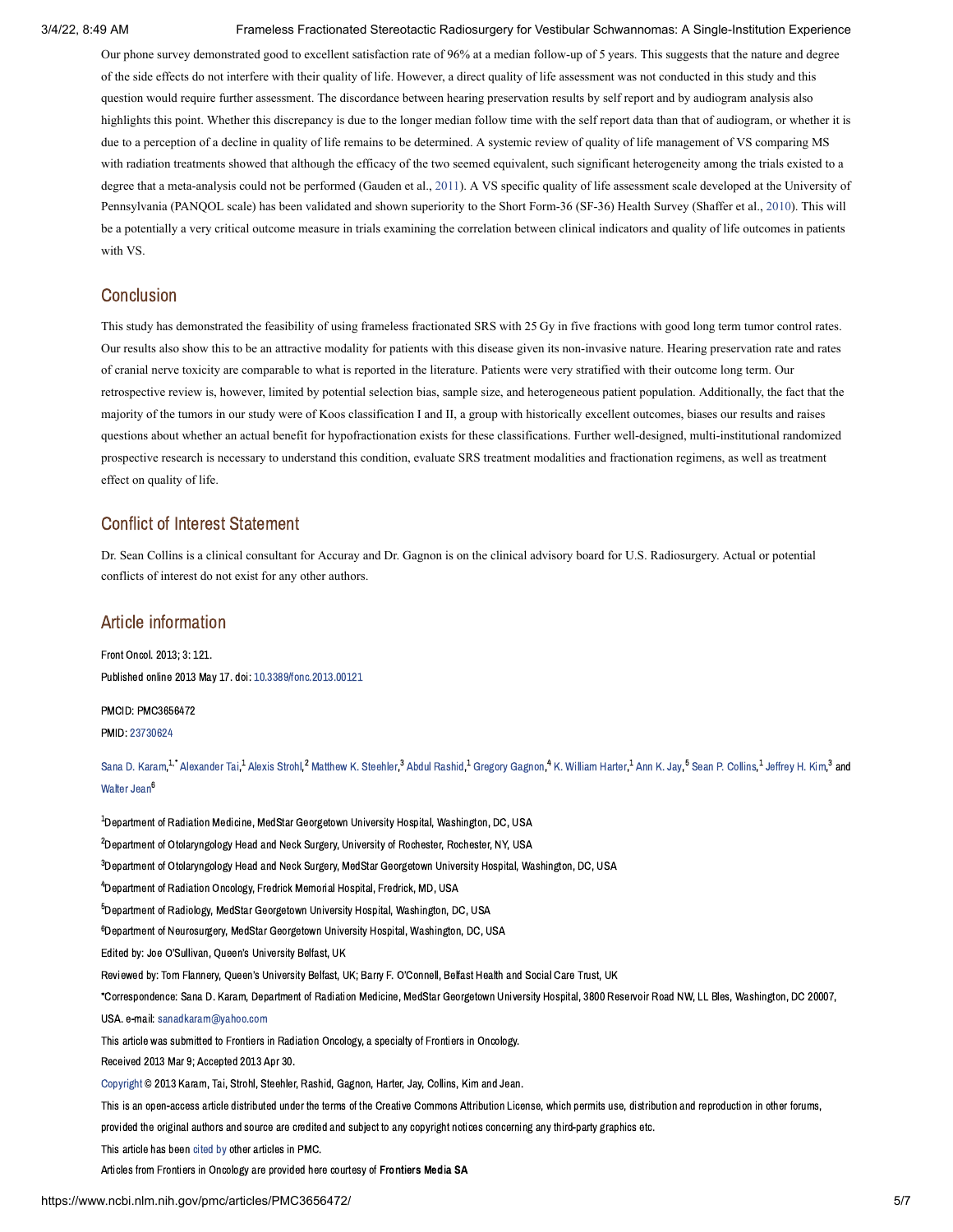Our phone survey demonstrated good to excellent satisfaction rate of 96% at a median follow-up of 5 years. This suggests that the nature and degree of the side effects do not interfere with their quality of life. However, a direct quality of life assessment was not conducted in this study and this question would require further assessment. The discordance between hearing preservation results by self report and by audiogram analysis also highlights this point. Whether this discrepancy is due to the longer median follow time with the self report data than that of audiogram, or whether it is due to a perception of a decline in quality of life remains to be determined. A systemic review of quality of life management of VS comparing MS with radiation treatments showed that although the efficacy of the two seemed equivalent, such significant heterogeneity among the trials existed to a degree that a meta-analysis could not be performed (Gauden et al., 2011). A VS specific quality of life assessment scale developed at the University of Pennsylvania (PANQOL scale) has been validated and shown superiority to the Short Form-36 (SF-36) Health Survey (Shaffer et al., 2010). This will be a potentially a very critical outcome measure in trials examining the correlation between clinical indicators and quality of life outcomes in patients with VS.

## Conclusion

This study has demonstrated the feasibility of using frameless fractionated SRS with 25 Gy in five fractions with good long term tumor control rates. Our results also show this to be an attractive modality for patients with this disease given its non-invasive nature. Hearing preservation rate and rates of cranial nerve toxicity are comparable to what is reported in the literature. Patients were very stratified with their outcome long term. Our retrospective review is, however, limited by potential selection bias, sample size, and heterogeneous patient population. Additionally, the fact that the majority of the tumors in our study were of Koos classification I and II, a group with historically excellent outcomes, biases our results and raises questions about whether an actual benefit for hypofractionation exists for these classifications. Further well-designed, multi-institutional randomized prospective research is necessary to understand this condition, evaluate SRS treatment modalities and fractionation regimens, as well as treatment effect on quality of life.

## Conflict of Interest Statement

Dr. Sean Collins is a clinical consultant for Accuray and Dr. Gagnon is on the clinical advisory board for U.S. Radiosurgery. Actual or potential conflicts of interest do not exist for any other authors.

## Article information

Front Oncol. 2013; 3: 121.

Published online 2013 May 17. doi: 10.3389/fonc.2013.00121

PMCID: PMC3656472

PMID: 23730624

Sana D. Karam,[1,*] Alexander Tai,[1] Alexis Strohl,[2] Matthew K. Steehler,[3] Abdul Rashid,[1] Gregory Gagnon,[4] K. William Harter,[1] Ann K. Jay,[5] Sean P. Collins,[1] Jeffrey H. Kim,[3] and Walter Jean[6]

[1]Department of Radiation Medicine, MedStar Georgetown University Hospital, Washington, DC, USA

[2]Department of Otolaryngology Head and Neck Surgery, University of Rochester, Rochester, NY, USA

[3]Department of Otolaryngology Head and Neck Surgery, MedStar Georgetown University Hospital, Washington, DC, USA

[4]Department of Radiation Oncology, Fredrick Memorial Hospital, Fredrick, MD, USA

[5]Department of Radiology, MedStar Georgetown University Hospital, Washington, DC, USA

[6]Department of Neurosurgery, MedStar Georgetown University Hospital, Washington, DC, USA

Edited by: Joe O'Sullivan, Queen's University Belfast, UK

Reviewed by: Tom Flannery, Queen's University Belfast, UK; Barry F. O'Connell, Belfast Health and Social Care Trust, UK

*Correspondence: Sana D. Karam, Department of Radiation Medicine, MedStar Georgetown University Hospital, 3800 Reservoir Road NW, LL Bles, Washington, DC 20007, USA. e-mail: sanadkaram@yahoo.com

This article was submitted to Frontiers in Radiation Oncology, a specialty of Frontiers in Oncology.

Received 2013 Mar 9; Accepted 2013 Apr 30.

Copyright © 2013 Karam, Tai, Strohl, Steehler, Rashid, Gagnon, Harter, Jay, Collins, Kim and Jean.

This is an open-access article distributed under the terms of the Creative Commons Attribution License, which permits use, distribution and reproduction in other forums, provided the original authors and source are credited and subject to any copyright notices concerning any third-party graphics etc.

This article has been cited by other articles in PMC.

Articles from Frontiers in Oncology are provided here courtesy of **Frontiers Media SA**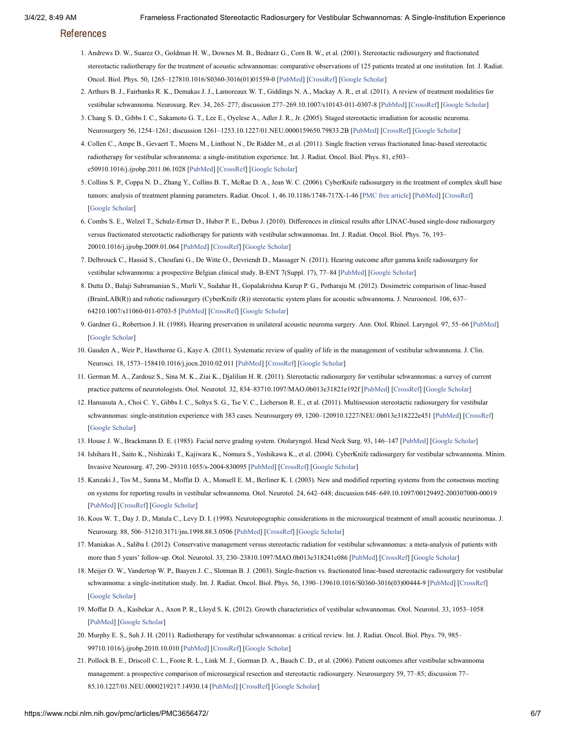## References

1. Andrews D. W., Suarez O., Goldman H. W., Downes M. B., Bednarz G., Corn B. W., et al. (2001). Stereotactic radiosurgery and fractionated stereotactic radiotherapy for the treatment of acoustic schwannomas: comparative observations of 125 patients treated at one institution. Int. J. Radiat. Oncol. Biol. Phys. 50, 1265–127810.1016/S0360-3016(01)01559-0 [PubMed] [CrossRef] [Google Scholar]
2. Arthurs B. J., Fairbanks R. K., Demakas J. J., Lamoreaux W. T., Giddings N. A., Mackay A. R., et al. (2011). A review of treatment modalities for vestibular schwannoma. Neurosurg. Rev. 34, 265–277; discussion 277–269.10.1007/s10143-011-0307-8 [PubMed] [CrossRef] [Google Scholar]
3. Chang S. D., Gibbs I. C., Sakamoto G. T., Lee E., Oyelese A., Adler J. R., Jr. (2005). Staged stereotactic irradiation for acoustic neuroma. Neurosurgery 56, 1254–1261; discussion 1261–1253.10.1227/01.NEU.0000159650.79833.2B [PubMed] [CrossRef] [Google Scholar]
4. Collen C., Ampe B., Gevaert T., Moens M., Linthout N., De Ridder M., et al. (2011). Single fraction versus fractionated linac-based stereotactic radiotherapy for vestibular schwannoma: a single-institution experience. Int. J. Radiat. Oncol. Biol. Phys. 81, e503–e50910.1016/j.ijrobp.2011.06.1028 [PubMed] [CrossRef] [Google Scholar]
5. Collins S. P., Coppa N. D., Zhang Y., Collins B. T., McRae D. A., Jean W. C. (2006). CyberKnife radiosurgery in the treatment of complex skull base tumors: analysis of treatment planning parameters. Radiat. Oncol. 1, 46.10.1186/1748-717X-1-46 [PMC free article] [PubMed] [CrossRef] [Google Scholar]
6. Combs S. E., Welzel T., Schulz-Ertner D., Huber P. E., Debus J. (2010). Differences in clinical results after LINAC-based single-dose radiosurgery versus fractionated stereotactic radiotherapy for patients with vestibular schwannomas. Int. J. Radiat. Oncol. Biol. Phys. 76, 193–20010.1016/j.ijrobp.2009.01.064 [PubMed] [CrossRef] [Google Scholar]
7. Delbrouck C., Hassid S., Choufani G., De Witte O., Devriendt D., Massager N. (2011). Hearing outcome after gamma knife radiosurgery for vestibular schwannoma: a prospective Belgian clinical study. B-ENT 7(Suppl. 17), 77–84 [PubMed] [Google Scholar]
8. Dutta D., Balaji Subramanian S., Murli V., Sudahar H., Gopalakrishna Kurup P. G., Potharaju M. (2012). Dosimetric comparison of linac-based (BrainLAB(R)) and robotic radiosurgery (CyberKnife (R)) stereotactic system plans for acoustic schwannoma. J. Neurooncol. 106, 637–64210.1007/s11060-011-0703-5 [PubMed] [CrossRef] [Google Scholar]
9. Gardner G., Robertson J. H. (1988). Hearing preservation in unilateral acoustic neuroma surgery. Ann. Otol. Rhinol. Laryngol. 97, 55–66 [PubMed] [Google Scholar]
10. Gauden A., Weir P., Hawthorne G., Kaye A. (2011). Systematic review of quality of life in the management of vestibular schwannoma. J. Clin. Neurosci. 18, 1573–158410.1016/j.jocn.2010.02.011 [PubMed] [CrossRef] [Google Scholar]
11. German M. A., Zardouz S., Sina M. K., Ziai K., Djalilian H. R. (2011). Stereotactic radiosurgery for vestibular schwannomas: a survey of current practice patterns of neurotologists. Otol. Neurotol. 32, 834–83710.1097/MAO.0b013e31821e192f [PubMed] [CrossRef] [Google Scholar]
12. Hansasuta A., Choi C. Y., Gibbs I. C., Soltys S. G., Tse V. C., Lieberson R. E., et al. (2011). Multisession stereotactic radiosurgery for vestibular schwannomas: single-institution experience with 383 cases. Neurosurgery 69, 1200–120910.1227/NEU.0b013e318222e451 [PubMed] [CrossRef] [Google Scholar]
13. House J. W., Brackmann D. E. (1985). Facial nerve grading system. Otolaryngol. Head Neck Surg. 93, 146–147 [PubMed] [Google Scholar]
14. Ishihara H., Saito K., Nishizaki T., Kajiwara K., Nomura S., Yoshikawa K., et al. (2004). CyberKnife radiosurgery for vestibular schwannoma. Minim. Invasive Neurosurg. 47, 290–29310.1055/s-2004-830095 [PubMed] [CrossRef] [Google Scholar]
15. Kanzaki J., Tos M., Sanna M., Moffat D. A., Monsell E. M., Berliner K. I. (2003). New and modified reporting systems from the consensus meeting on systems for reporting results in vestibular schwannoma. Otol. Neurotol. 24, 642–648; discussion 648–649.10.1097/00129492-200307000-00019 [PubMed] [CrossRef] [Google Scholar]
16. Koos W. T., Day J. D., Matula C., Levy D. I. (1998). Neurotopographic considerations in the microsurgical treatment of small acoustic neurinomas. J. Neurosurg. 88, 506–51210.3171/jns.1998.88.3.0506 [PubMed] [CrossRef] [Google Scholar]
17. Maniakas A., Saliba I. (2012). Conservative management versus stereotactic radiation for vestibular schwannomas: a meta-analysis of patients with more than 5 years' follow-up. Otol. Neurotol. 33, 230–23810.1097/MAO.0b013e318241c086 [PubMed] [CrossRef] [Google Scholar]
18. Meijer O. W., Vandertop W. P., Baayen J. C., Slotman B. J. (2003). Single-fraction vs. fractionated linac-based stereotactic radiosurgery for vestibular schwannoma: a single-institution study. Int. J. Radiat. Oncol. Biol. Phys. 56, 1390–139610.1016/S0360-3016(03)00444-9 [PubMed] [CrossRef] [Google Scholar]
19. Moffat D. A., Kasbekar A., Axon P. R., Lloyd S. K. (2012). Growth characteristics of vestibular schwannomas. Otol. Neurotol. 33, 1053–1058 [PubMed] [Google Scholar]
20. Murphy E. S., Suh J. H. (2011). Radiotherapy for vestibular schwannomas: a critical review. Int. J. Radiat. Oncol. Biol. Phys. 79, 985–99710.1016/j.ijrobp.2010.10.010 [PubMed] [CrossRef] [Google Scholar]
21. Pollock B. E., Driscoll C. L., Foote R. L., Link M. J., Gorman D. A., Bauch C. D., et al. (2006). Patient outcomes after vestibular schwannoma management: a prospective comparison of microsurgical resection and stereotactic radiosurgery. Neurosurgery 59, 77–85; discussion 77–85.10.1227/01.NEU.0000219217.14930.14 [PubMed] [CrossRef] [Google Scholar]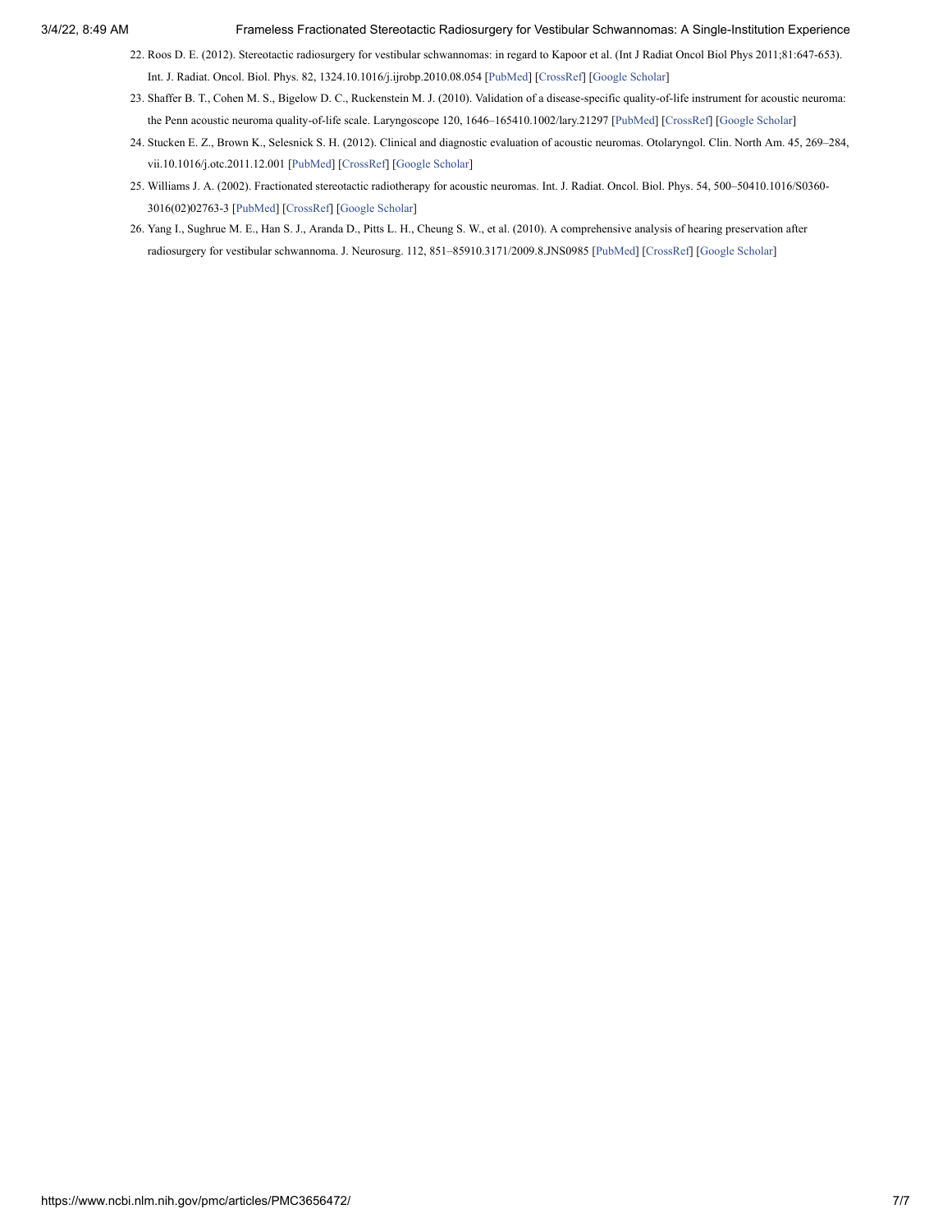22. Roos D. E. (2012). Stereotactic radiosurgery for vestibular schwannomas: in regard to Kapoor et al. (Int J Radiat Oncol Biol Phys 2011;81:647-653). Int. J. Radiat. Oncol. Biol. Phys. 82, 1324.10.1016/j.ijrobp.2010.08.054 [PubMed] [CrossRef] [Google Scholar]
23. Shaffer B. T., Cohen M. S., Bigelow D. C., Ruckenstein M. J. (2010). Validation of a disease-specific quality-of-life instrument for acoustic neuroma: the Penn acoustic neuroma quality-of-life scale. Laryngoscope 120, 1646–165410.1002/lary.21297 [PubMed] [CrossRef] [Google Scholar]
24. Stucken E. Z., Brown K., Selesnick S. H. (2012). Clinical and diagnostic evaluation of acoustic neuromas. Otolaryngol. Clin. North Am. 45, 269–284, vii.10.1016/j.otc.2011.12.001 [PubMed] [CrossRef] [Google Scholar]
25. Williams J. A. (2002). Fractionated stereotactic radiotherapy for acoustic neuromas. Int. J. Radiat. Oncol. Biol. Phys. 54, 500–50410.1016/S0360-3016(02)02763-3 [PubMed] [CrossRef] [Google Scholar]
26. Yang I., Sughrue M. E., Han S. J., Aranda D., Pitts L. H., Cheung S. W., et al. (2010). A comprehensive analysis of hearing preservation after radiosurgery for vestibular schwannoma. J. Neurosurg. 112, 851–85910.3171/2009.8.JNS0985 [PubMed] [CrossRef] [Google Scholar]